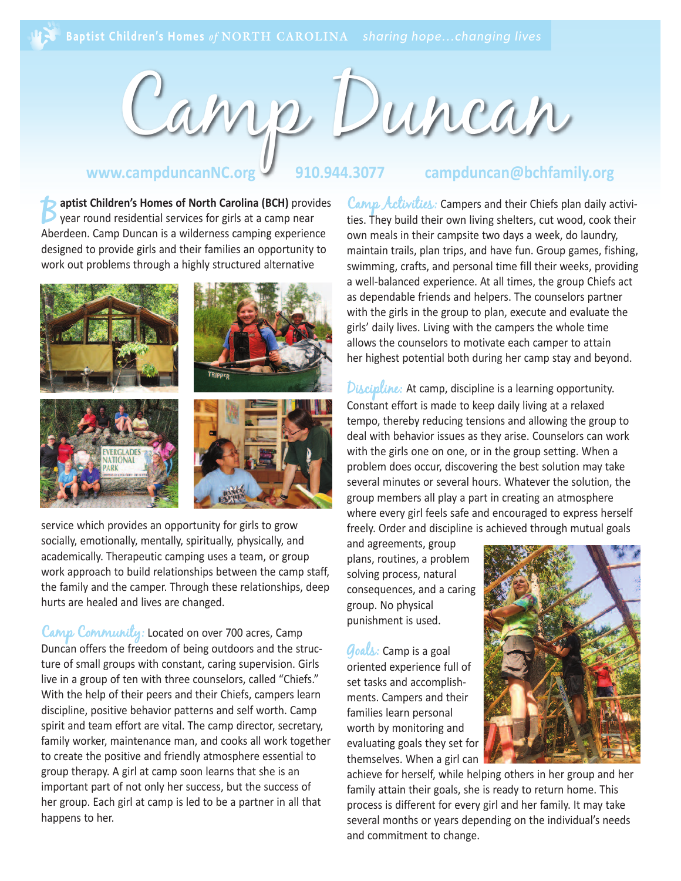Baptist Children's Homes *of* NORTH CAROLINA *sharing hope...changing lives*

# Camp Duncan

**www.campduncanNC.org** **910.944.3077** **campduncan@bchfamily.org**

**Baptist Children's Homes of North Carolina (BCH)** provides year round residential services for girls at a camp near Aberdeen. Camp Duncan is a wilderness camping experience designed to provide girls and their families an opportunity to work out problems through a highly structured alternative service which provides an opportunity for girls to grow socially, emotionally, mentally, spiritually, physically, and academically. Therapeutic camping uses a team, or group work approach to build relationships between the camp staff, the family and the camper. Through these relationships, deep hurts are healed and lives are changed.

**Camp Community:** Located on over 700 acres, Camp Duncan offers the freedom of being outdoors and the structure of small groups with constant, caring supervision. Girls live in a group of ten with three counselors, called "Chiefs." With the help of their peers and their Chiefs, campers learn discipline, positive behavior patterns and self worth. Camp spirit and team effort are vital. The camp director, secretary, family worker, maintenance man, and cooks all work together to create the positive and friendly atmosphere essential to group therapy. A girl at camp soon learns that she is an important part of not only her success, but the success of her group. Each girl at camp is led to be a partner in all that happens to her.

**Camp Activities:** Campers and their Chiefs plan daily activities. They build their own living shelters, cut wood, cook their own meals in their campsite two days a week, do laundry, maintain trails, plan trips, and have fun. Group games, fishing, swimming, crafts, and personal time fill their weeks, providing a well-balanced experience. At all times, the group Chiefs act as dependable friends and helpers. The counselors partner with the girls in the group to plan, execute and evaluate the girls' daily lives. Living with the campers the whole time allows the counselors to motivate each camper to attain her highest potential both during her camp stay and beyond.

**Discipline:** At camp, discipline is a learning opportunity. Constant effort is made to keep daily living at a relaxed tempo, thereby reducing tensions and allowing the group to deal with behavior issues as they arise. Counselors can work with the girls one on one, or in the group setting. When a problem does occur, discovering the best solution may take several minutes or several hours. Whatever the solution, the group members all play a part in creating an atmosphere where every girl feels safe and encouraged to express herself freely. Order and discipline is achieved through mutual goals and agreements, group plans, routines, a problem solving process, natural consequences, and a caring group. No physical punishment is used.

**Goals:** Camp is a goal oriented experience full of set tasks and accomplishments. Campers and their families learn personal worth by monitoring and evaluating goals they set for themselves. When a girl can achieve for herself, while helping others in her group and her family attain their goals, she is ready to return home. This process is different for every girl and her family. It may take several months or years depending on the individual's needs and commitment to change.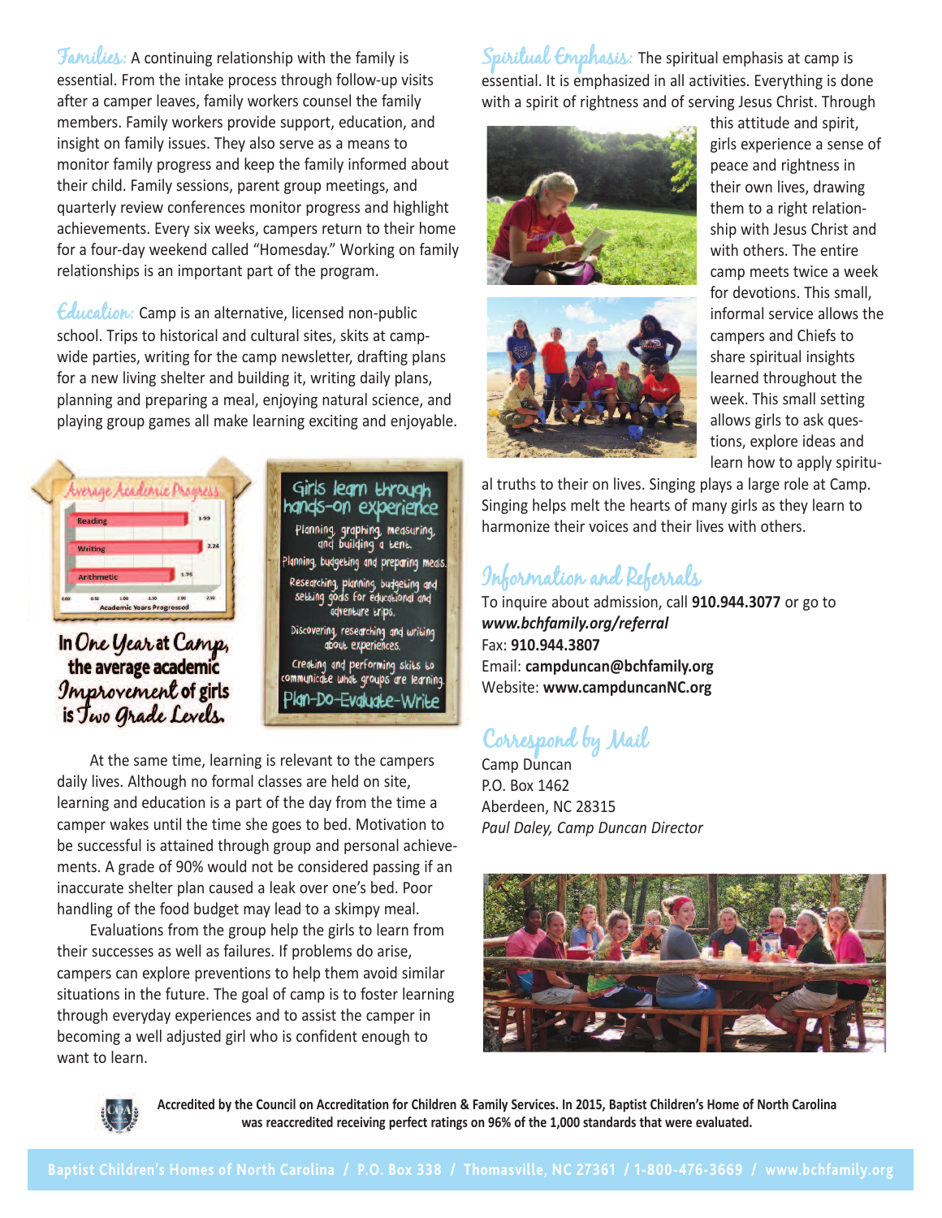**Families:** A continuing relationship with the family is essential. From the intake process through follow-up visits after a camper leaves, family workers counsel the family members. Family workers provide support, education, and insight on family issues. They also serve as a means to monitor family progress and keep the family informed about their child. Family sessions, parent group meetings, and quarterly review conferences monitor progress and highlight achievements. Every six weeks, campers return to their home for a four-day weekend called "Homesday." Working on family relationships is an important part of the program.

**Education:** Camp is an alternative, licensed non-public school. Trips to historical and cultural sites, skits at camp-wide parties, writing for the camp newsletter, drafting plans for a new living shelter and building it, writing daily plans, planning and preparing a meal, enjoying natural science, and playing group games all make learning exciting and enjoyable.

Average Academic Progress

Reading 1.99

Writing 2.24

Arithmetic 1.75

0.00 0.50 1.00 1.50 2.00 2.50

Academic Years Progressed

In One Year at Camp, the average academic Improvement of girls is Two Grade Levels.

Girls learn through hands-on experience

Planning, graphing, measuring, and building a tent.

Planning, budgeting and preparing meals.

Researching, planning, budgeting and setting goals for educational and adventure trips.

Discovering, researching and writing about experiences.

Creating and performing skits to communicate what groups are learning.

Plan-Do-Evaluate-Write

At the same time, learning is relevant to the campers daily lives. Although no formal classes are held on site, learning and education is a part of the day from the time a camper wakes until the time she goes to bed. Motivation to be successful is attained through group and personal achievements. A grade of 90% would not be considered passing if an inaccurate shelter plan caused a leak over one's bed. Poor handling of the food budget may lead to a skimpy meal.

Evaluations from the group help the girls to learn from their successes as well as failures. If problems do arise, campers can explore preventions to help them avoid similar situations in the future. The goal of camp is to foster learning through everyday experiences and to assist the camper in becoming a well adjusted girl who is confident enough to want to learn.

**Spiritual Emphasis:** The spiritual emphasis at camp is essential. It is emphasized in all activities. Everything is done with a spirit of rightness and of serving Jesus Christ. Through this attitude and spirit, girls experience a sense of peace and rightness in their own lives, drawing them to a right relationship with Jesus Christ and with others. The entire camp meets twice a week for devotions. This small, informal service allows the campers and Chiefs to share spiritual insights learned throughout the week. This small setting allows girls to ask questions, explore ideas and learn how to apply spiritual truths to their on lives. Singing plays a large role at Camp. Singing helps melt the hearts of many girls as they learn to harmonize their voices and their lives with others.

## Information and Referrals

To inquire about admission, call **910.944.3077** or go to ***www.bchfamily.org/referral***
Fax: **910.944.3807**
Email: **campduncan@bchfamily.org**
Website: **www.campduncanNC.org**

## Correspond by Mail

Camp Duncan
P.O. Box 1462
Aberdeen, NC 28315
*Paul Daley, Camp Duncan Director*

**Accredited by the Council on Accreditation for Children & Family Services. In 2015, Baptist Children's Home of North Carolina was reaccredited receiving perfect ratings on 96% of the 1,000 standards that were evaluated.**

Baptist Children's Homes of North Carolina / P.O. Box 338 / Thomasville, NC 27361 / 1-800-476-3669 / www.bchfamily.org